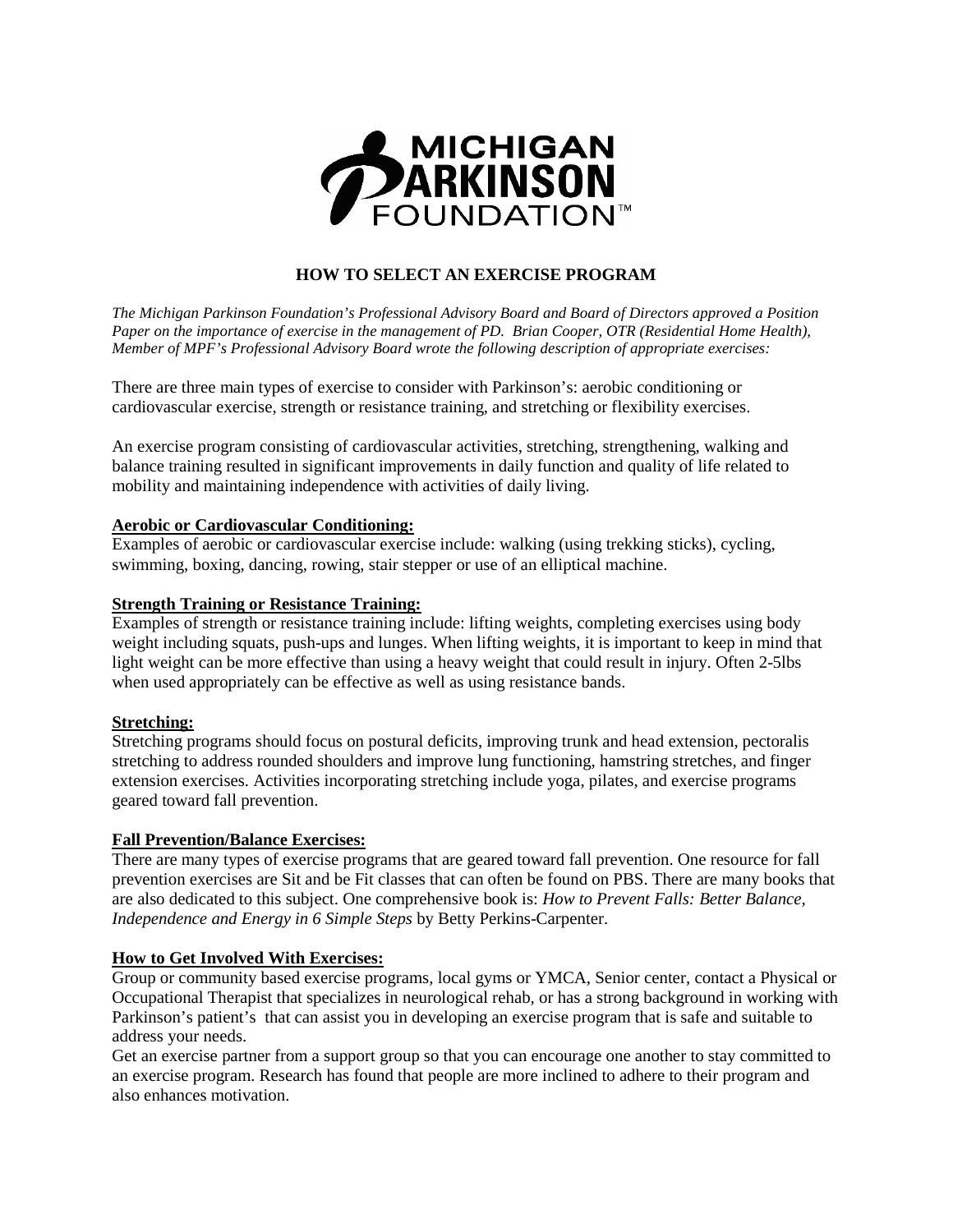MICHIGAN PARKINSON FOUNDATION™

# HOW TO SELECT AN EXERCISE PROGRAM

*The Michigan Parkinson Foundation's Professional Advisory Board and Board of Directors approved a Position Paper on the importance of exercise in the management of PD. Brian Cooper, OTR (Residential Home Health), Member of MPF's Professional Advisory Board wrote the following description of appropriate exercises:*

There are three main types of exercise to consider with Parkinson's: aerobic conditioning or cardiovascular exercise, strength or resistance training, and stretching or flexibility exercises.

An exercise program consisting of cardiovascular activities, stretching, strengthening, walking and balance training resulted in significant improvements in daily function and quality of life related to mobility and maintaining independence with activities of daily living.

**Aerobic or Cardiovascular Conditioning:**
Examples of aerobic or cardiovascular exercise include: walking (using trekking sticks), cycling, swimming, boxing, dancing, rowing, stair stepper or use of an elliptical machine.

**Strength Training or Resistance Training:**
Examples of strength or resistance training include: lifting weights, completing exercises using body weight including squats, push-ups and lunges. When lifting weights, it is important to keep in mind that light weight can be more effective than using a heavy weight that could result in injury. Often 2-5lbs when used appropriately can be effective as well as using resistance bands.

**Stretching:**
Stretching programs should focus on postural deficits, improving trunk and head extension, pectoralis stretching to address rounded shoulders and improve lung functioning, hamstring stretches, and finger extension exercises. Activities incorporating stretching include yoga, pilates, and exercise programs geared toward fall prevention.

**Fall Prevention/Balance Exercises:**
There are many types of exercise programs that are geared toward fall prevention. One resource for fall prevention exercises are Sit and be Fit classes that can often be found on PBS. There are many books that are also dedicated to this subject. One comprehensive book is: *How to Prevent Falls: Better Balance, Independence and Energy in 6 Simple Steps* by Betty Perkins-Carpenter.

**How to Get Involved With Exercises:**
Group or community based exercise programs, local gyms or YMCA, Senior center, contact a Physical or Occupational Therapist that specializes in neurological rehab, or has a strong background in working with Parkinson's patient's that can assist you in developing an exercise program that is safe and suitable to address your needs.
Get an exercise partner from a support group so that you can encourage one another to stay committed to an exercise program. Research has found that people are more inclined to adhere to their program and also enhances motivation.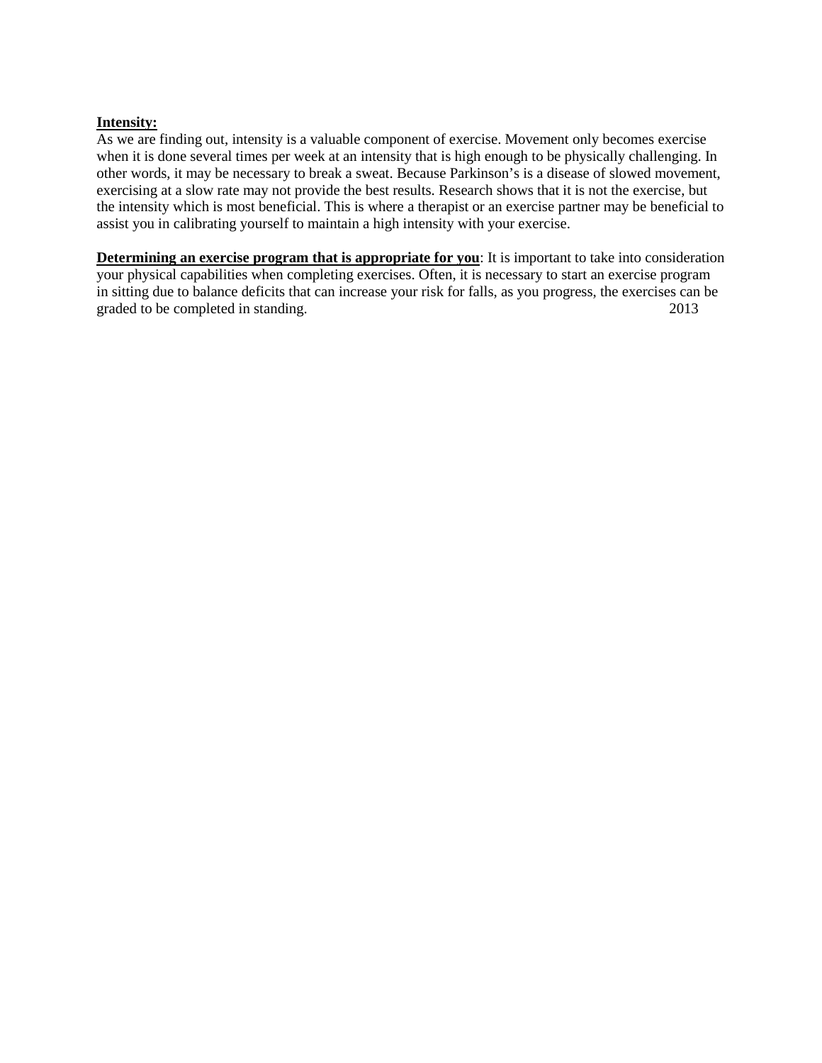**Intensity:**

As we are finding out, intensity is a valuable component of exercise. Movement only becomes exercise when it is done several times per week at an intensity that is high enough to be physically challenging. In other words, it may be necessary to break a sweat. Because Parkinson's is a disease of slowed movement, exercising at a slow rate may not provide the best results. Research shows that it is not the exercise, but the intensity which is most beneficial. This is where a therapist or an exercise partner may be beneficial to assist you in calibrating yourself to maintain a high intensity with your exercise.

**Determining an exercise program that is appropriate for you**: It is important to take into consideration your physical capabilities when completing exercises. Often, it is necessary to start an exercise program in sitting due to balance deficits that can increase your risk for falls, as you progress, the exercises can be graded to be completed in standing.

2013